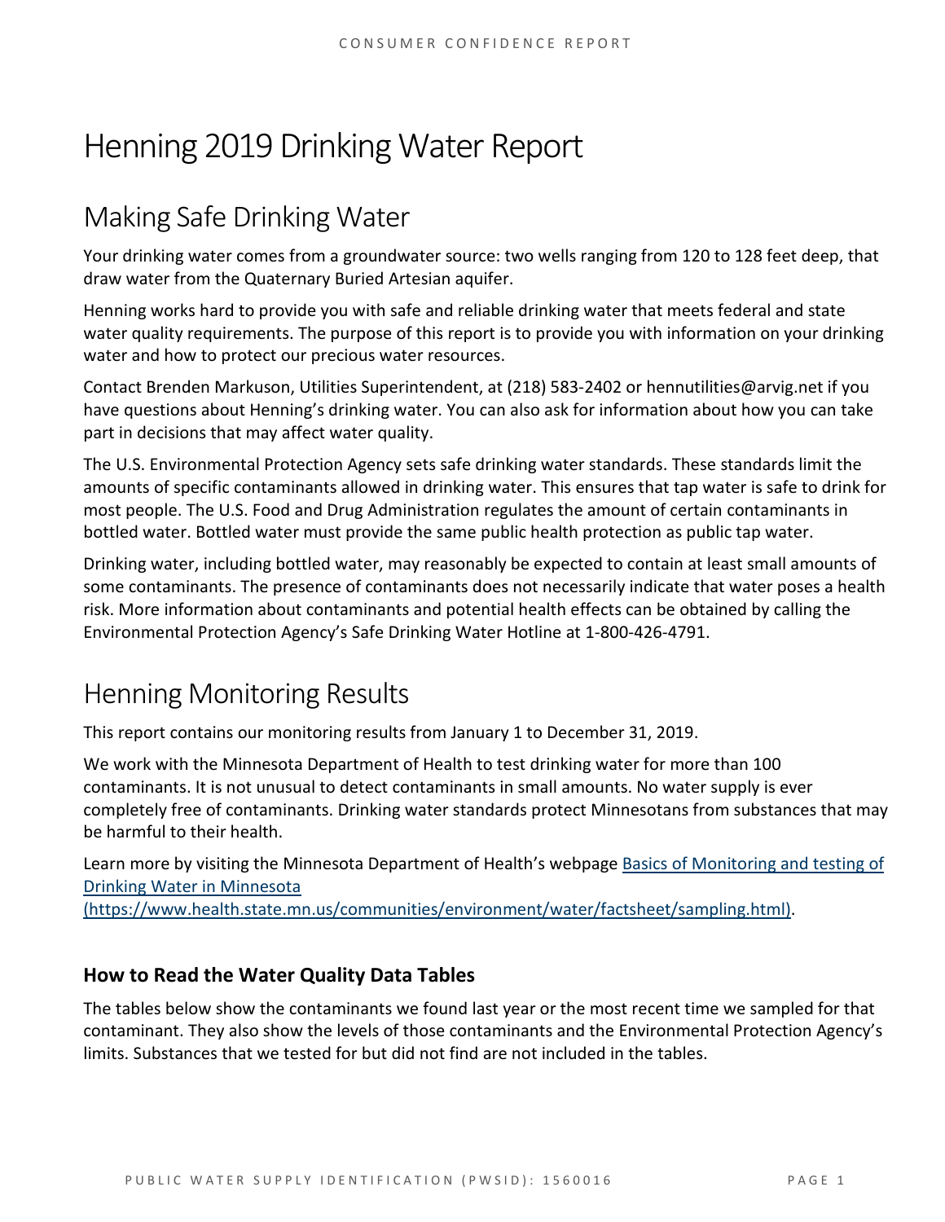# Henning 2019 Drinking Water Report

## Making Safe Drinking Water

Your drinking water comes from a groundwater source: two wells ranging from 120 to 128 feet deep, that draw water from the Quaternary Buried Artesian aquifer.

Henning works hard to provide you with safe and reliable drinking water that meets federal and state water quality requirements. The purpose of this report is to provide you with information on your drinking water and how to protect our precious water resources.

Contact Brenden Markuson, Utilities Superintendent, at (218) 583-2402 or hennutilities@arvig.net if you have questions about Henning's drinking water. You can also ask for information about how you can take part in decisions that may affect water quality.

The U.S. Environmental Protection Agency sets safe drinking water standards. These standards limit the amounts of specific contaminants allowed in drinking water. This ensures that tap water is safe to drink for most people. The U.S. Food and Drug Administration regulates the amount of certain contaminants in bottled water. Bottled water must provide the same public health protection as public tap water.

Drinking water, including bottled water, may reasonably be expected to contain at least small amounts of some contaminants. The presence of contaminants does not necessarily indicate that water poses a health risk. More information about contaminants and potential health effects can be obtained by calling the Environmental Protection Agency's Safe Drinking Water Hotline at 1-800-426-4791.

## Henning Monitoring Results

This report contains our monitoring results from January 1 to December 31, 2019.

We work with the Minnesota Department of Health to test drinking water for more than 100 contaminants. It is not unusual to detect contaminants in small amounts. No water supply is ever completely free of contaminants. Drinking water standards protect Minnesotans from substances that may be harmful to their health.

Learn more by visiting the Minnesota Department of Health's webpage [Basics of Monitoring and testing of Drinking Water in Minnesota (https://www.health.state.mn.us/communities/environment/water/factsheet/sampling.html)](https://www.health.state.mn.us/communities/environment/water/factsheet/sampling.html).

### How to Read the Water Quality Data Tables

The tables below show the contaminants we found last year or the most recent time we sampled for that contaminant. They also show the levels of those contaminants and the Environmental Protection Agency's limits. Substances that we tested for but did not find are not included in the tables.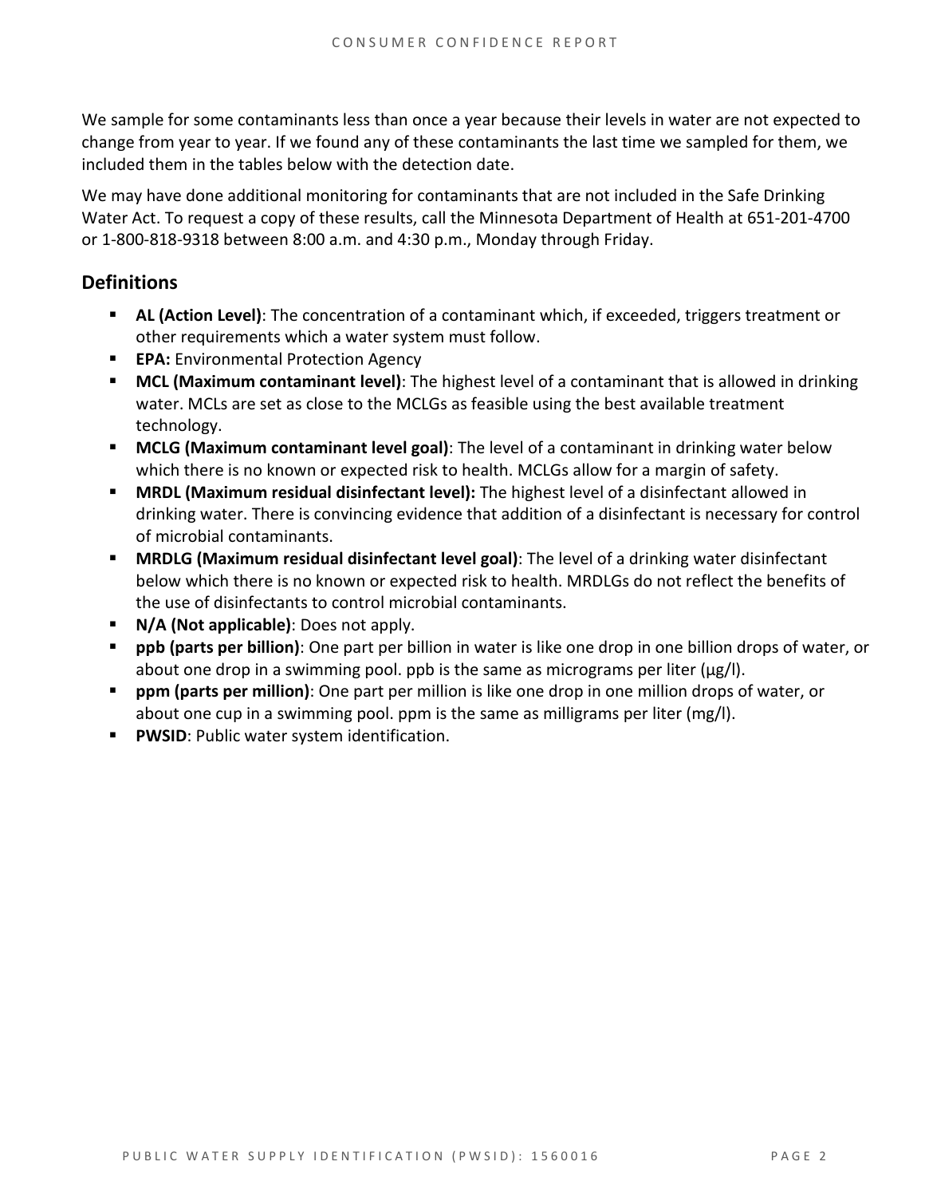We sample for some contaminants less than once a year because their levels in water are not expected to change from year to year. If we found any of these contaminants the last time we sampled for them, we included them in the tables below with the detection date.

We may have done additional monitoring for contaminants that are not included in the Safe Drinking Water Act. To request a copy of these results, call the Minnesota Department of Health at 651-201-4700 or 1-800-818-9318 between 8:00 a.m. and 4:30 p.m., Monday through Friday.

## Definitions

- **AL (Action Level)**: The concentration of a contaminant which, if exceeded, triggers treatment or other requirements which a water system must follow.
- **EPA:** Environmental Protection Agency
- **MCL (Maximum contaminant level)**: The highest level of a contaminant that is allowed in drinking water. MCLs are set as close to the MCLGs as feasible using the best available treatment technology.
- **MCLG (Maximum contaminant level goal)**: The level of a contaminant in drinking water below which there is no known or expected risk to health. MCLGs allow for a margin of safety.
- **MRDL (Maximum residual disinfectant level):** The highest level of a disinfectant allowed in drinking water. There is convincing evidence that addition of a disinfectant is necessary for control of microbial contaminants.
- **MRDLG (Maximum residual disinfectant level goal)**: The level of a drinking water disinfectant below which there is no known or expected risk to health. MRDLGs do not reflect the benefits of the use of disinfectants to control microbial contaminants.
- **N/A (Not applicable)**: Does not apply.
- **ppb (parts per billion)**: One part per billion in water is like one drop in one billion drops of water, or about one drop in a swimming pool. ppb is the same as micrograms per liter (μg/l).
- **ppm (parts per million)**: One part per million is like one drop in one million drops of water, or about one cup in a swimming pool. ppm is the same as milligrams per liter (mg/l).
- **PWSID**: Public water system identification.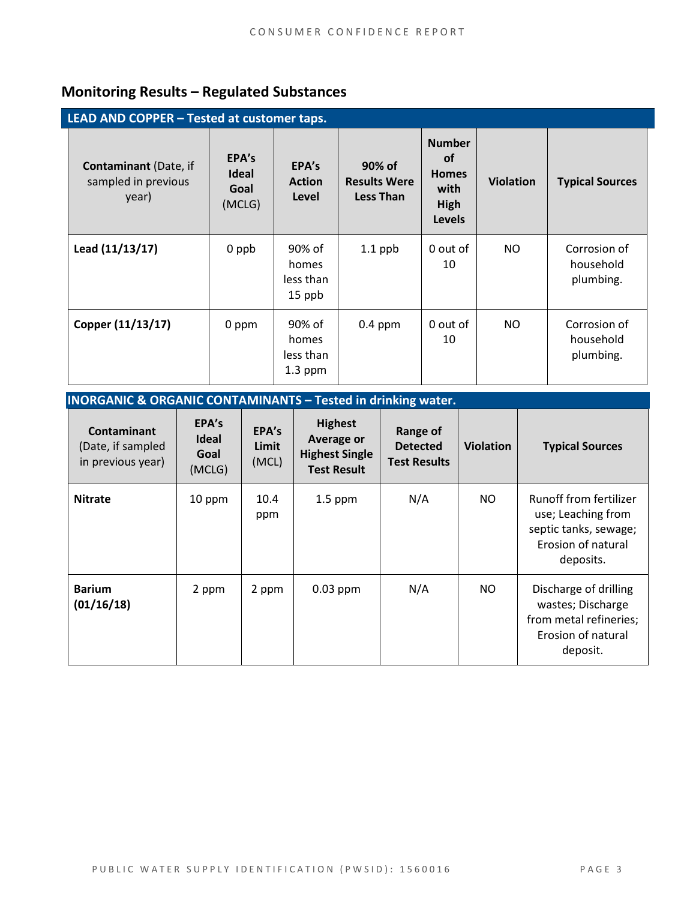## Monitoring Results – Regulated Substances

| LEAD AND COPPER – Tested at customer taps. | | | | | | |
|---|---|---|---|---|---|---|
| **Contaminant** (Date, if sampled in previous year) | **EPA's Ideal Goal** (MCLG) | **EPA's Action Level** | **90% of Results Were Less Than** | **Number of Homes with High Levels** | **Violation** | **Typical Sources** |
| **Lead (11/13/17)** | 0 ppb | 90% of homes less than 15 ppb | 1.1 ppb | 0 out of 10 | NO | Corrosion of household plumbing. |
| **Copper (11/13/17)** | 0 ppm | 90% of homes less than 1.3 ppm | 0.4 ppm | 0 out of 10 | NO | Corrosion of household plumbing. |

| INORGANIC & ORGANIC CONTAMINANTS – Tested in drinking water. | | | | | | |
|---|---|---|---|---|---|---|
| **Contaminant** (Date, if sampled in previous year) | **EPA's Ideal Goal** (MCLG) | **EPA's Limit** (MCL) | **Highest Average or Highest Single Test Result** | **Range of Detected Test Results** | **Violation** | **Typical Sources** |
| **Nitrate** | 10 ppm | 10.4 ppm | 1.5 ppm | N/A | NO | Runoff from fertilizer use; Leaching from septic tanks, sewage; Erosion of natural deposits. |
| **Barium (01/16/18)** | 2 ppm | 2 ppm | 0.03 ppm | N/A | NO | Discharge of drilling wastes; Discharge from metal refineries; Erosion of natural deposit. |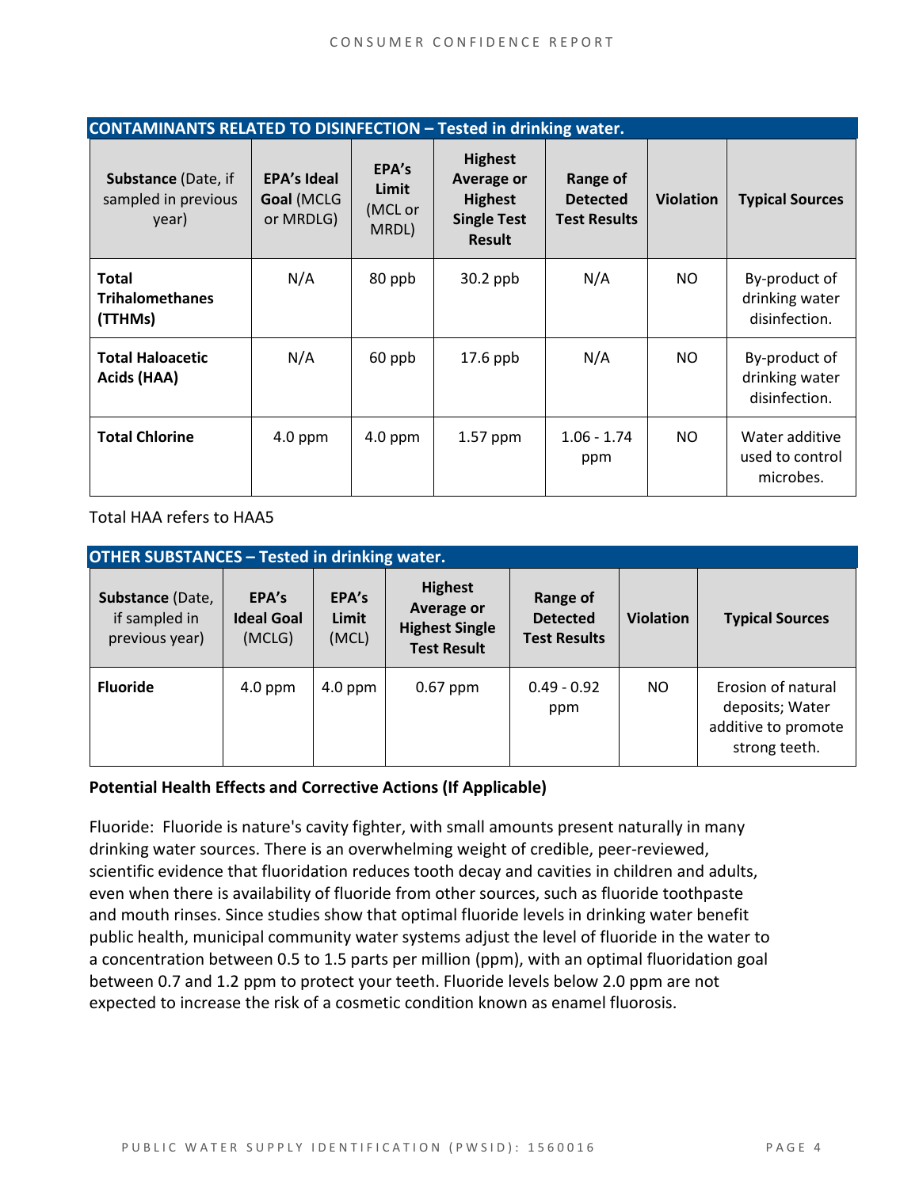| CONTAMINANTS RELATED TO DISINFECTION – Tested in drinking water. | | | | | | |
|---|---|---|---|---|---|---|
| **Substance** (Date, if sampled in previous year) | **EPA's Ideal Goal** (MCLG or MRDLG) | **EPA's Limit** (MCL or MRDL) | **Highest Average or Highest Single Test Result** | **Range of Detected Test Results** | **Violation** | **Typical Sources** |
| **Total Trihalomethanes (TTHMs)** | N/A | 80 ppb | 30.2 ppb | N/A | NO | By-product of drinking water disinfection. |
| **Total Haloacetic Acids (HAA)** | N/A | 60 ppb | 17.6 ppb | N/A | NO | By-product of drinking water disinfection. |
| **Total Chlorine** | 4.0 ppm | 4.0 ppm | 1.57 ppm | 1.06 - 1.74 ppm | NO | Water additive used to control microbes. |

Total HAA refers to HAA5

| OTHER SUBSTANCES – Tested in drinking water. | | | | | | |
|---|---|---|---|---|---|---|
| **Substance** (Date, if sampled in previous year) | **EPA's Ideal Goal** (MCLG) | **EPA's Limit** (MCL) | **Highest Average or Highest Single Test Result** | **Range of Detected Test Results** | **Violation** | **Typical Sources** |
| **Fluoride** | 4.0 ppm | 4.0 ppm | 0.67 ppm | 0.49 - 0.92 ppm | NO | Erosion of natural deposits; Water additive to promote strong teeth. |

**Potential Health Effects and Corrective Actions (If Applicable)**

Fluoride: Fluoride is nature's cavity fighter, with small amounts present naturally in many drinking water sources. There is an overwhelming weight of credible, peer-reviewed, scientific evidence that fluoridation reduces tooth decay and cavities in children and adults, even when there is availability of fluoride from other sources, such as fluoride toothpaste and mouth rinses. Since studies show that optimal fluoride levels in drinking water benefit public health, municipal community water systems adjust the level of fluoride in the water to a concentration between 0.5 to 1.5 parts per million (ppm), with an optimal fluoridation goal between 0.7 and 1.2 ppm to protect your teeth. Fluoride levels below 2.0 ppm are not expected to increase the risk of a cosmetic condition known as enamel fluorosis.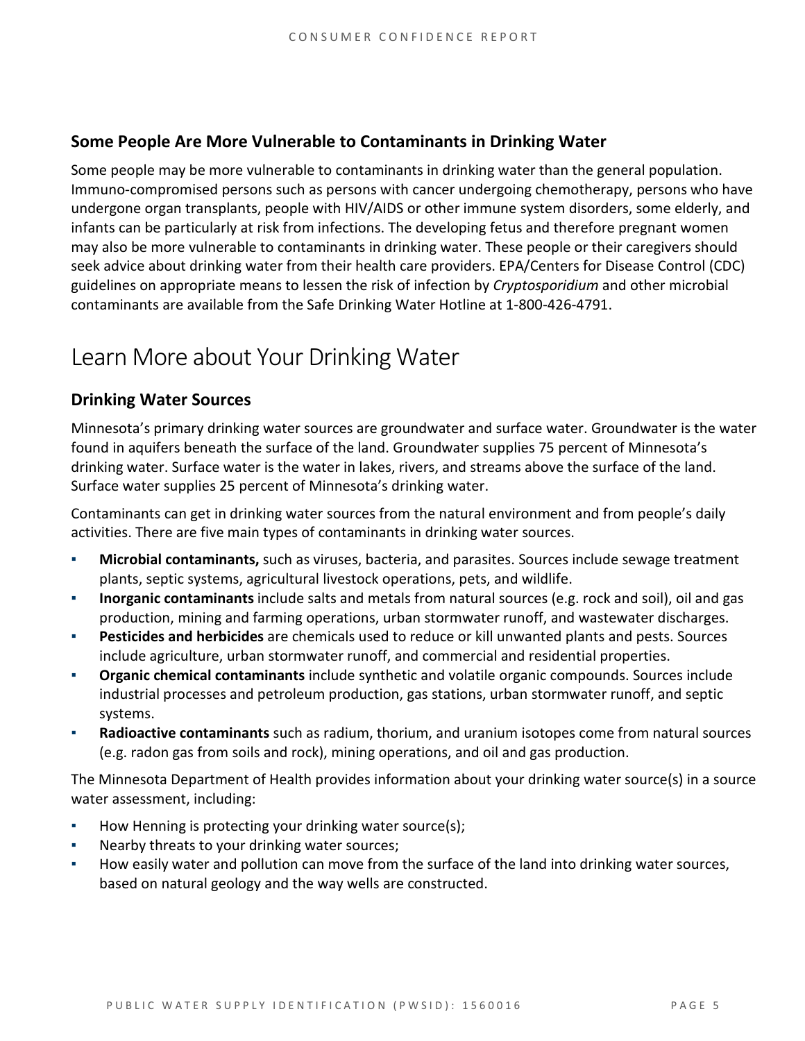### Some People Are More Vulnerable to Contaminants in Drinking Water

Some people may be more vulnerable to contaminants in drinking water than the general population. Immuno-compromised persons such as persons with cancer undergoing chemotherapy, persons who have undergone organ transplants, people with HIV/AIDS or other immune system disorders, some elderly, and infants can be particularly at risk from infections. The developing fetus and therefore pregnant women may also be more vulnerable to contaminants in drinking water. These people or their caregivers should seek advice about drinking water from their health care providers. EPA/Centers for Disease Control (CDC) guidelines on appropriate means to lessen the risk of infection by *Cryptosporidium* and other microbial contaminants are available from the Safe Drinking Water Hotline at 1-800-426-4791.

## Learn More about Your Drinking Water

### Drinking Water Sources

Minnesota's primary drinking water sources are groundwater and surface water. Groundwater is the water found in aquifers beneath the surface of the land. Groundwater supplies 75 percent of Minnesota's drinking water. Surface water is the water in lakes, rivers, and streams above the surface of the land. Surface water supplies 25 percent of Minnesota's drinking water.

Contaminants can get in drinking water sources from the natural environment and from people's daily activities. There are five main types of contaminants in drinking water sources.

- **Microbial contaminants,** such as viruses, bacteria, and parasites. Sources include sewage treatment plants, septic systems, agricultural livestock operations, pets, and wildlife.
- **Inorganic contaminants** include salts and metals from natural sources (e.g. rock and soil), oil and gas production, mining and farming operations, urban stormwater runoff, and wastewater discharges.
- **Pesticides and herbicides** are chemicals used to reduce or kill unwanted plants and pests. Sources include agriculture, urban stormwater runoff, and commercial and residential properties.
- **Organic chemical contaminants** include synthetic and volatile organic compounds. Sources include industrial processes and petroleum production, gas stations, urban stormwater runoff, and septic systems.
- **Radioactive contaminants** such as radium, thorium, and uranium isotopes come from natural sources (e.g. radon gas from soils and rock), mining operations, and oil and gas production.

The Minnesota Department of Health provides information about your drinking water source(s) in a source water assessment, including:

- How Henning is protecting your drinking water source(s);
- Nearby threats to your drinking water sources;
- How easily water and pollution can move from the surface of the land into drinking water sources, based on natural geology and the way wells are constructed.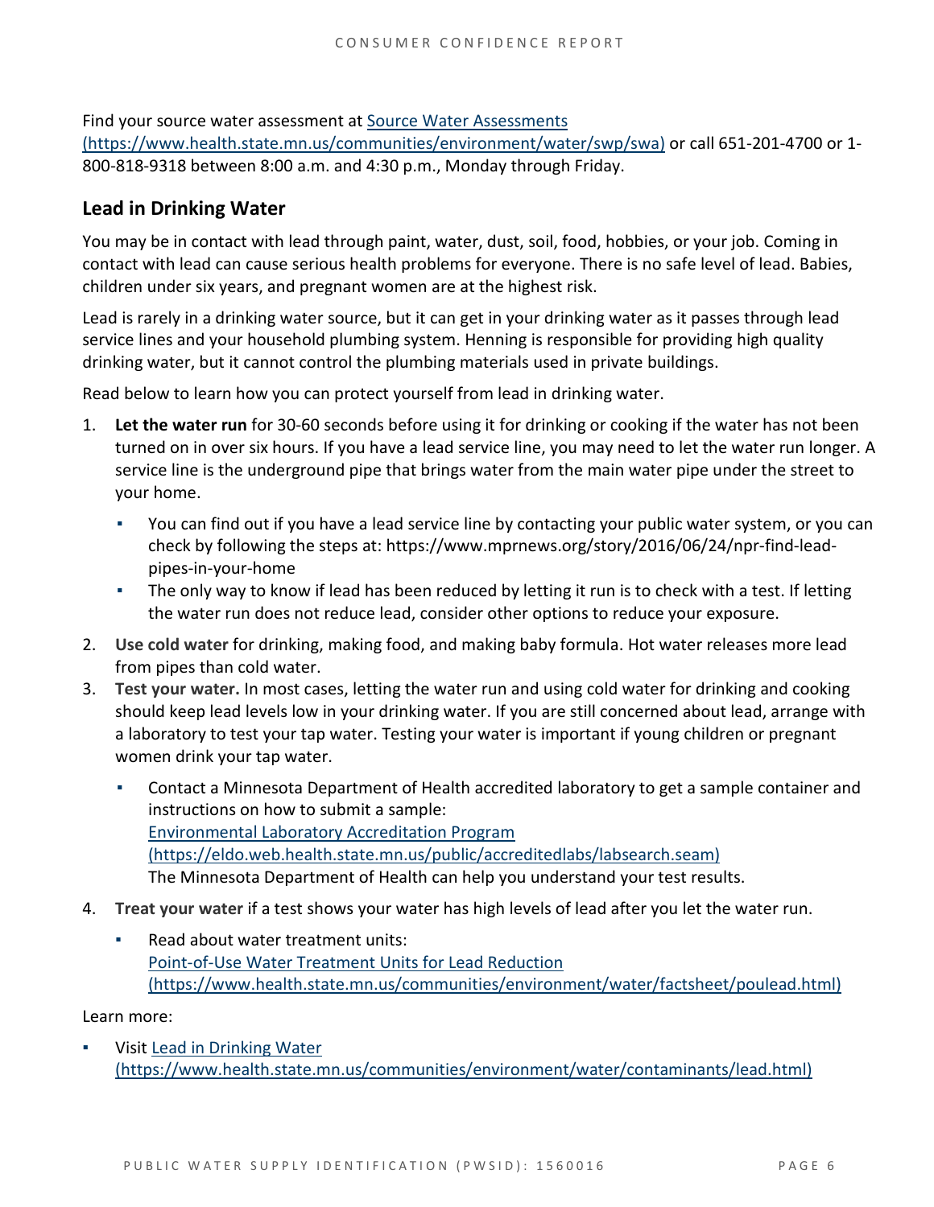Find your source water assessment at [Source Water Assessments (https://www.health.state.mn.us/communities/environment/water/swp/swa)](https://www.health.state.mn.us/communities/environment/water/swp/swa) or call 651-201-4700 or 1-800-818-9318 between 8:00 a.m. and 4:30 p.m., Monday through Friday.

## Lead in Drinking Water

You may be in contact with lead through paint, water, dust, soil, food, hobbies, or your job. Coming in contact with lead can cause serious health problems for everyone. There is no safe level of lead. Babies, children under six years, and pregnant women are at the highest risk.

Lead is rarely in a drinking water source, but it can get in your drinking water as it passes through lead service lines and your household plumbing system. Henning is responsible for providing high quality drinking water, but it cannot control the plumbing materials used in private buildings.

Read below to learn how you can protect yourself from lead in drinking water.

1. **Let the water run** for 30-60 seconds before using it for drinking or cooking if the water has not been turned on in over six hours. If you have a lead service line, you may need to let the water run longer. A service line is the underground pipe that brings water from the main water pipe under the street to your home.
   - You can find out if you have a lead service line by contacting your public water system, or you can check by following the steps at: https://www.mprnews.org/story/2016/06/24/npr-find-lead-pipes-in-your-home
   - The only way to know if lead has been reduced by letting it run is to check with a test. If letting the water run does not reduce lead, consider other options to reduce your exposure.
2. **Use cold water** for drinking, making food, and making baby formula. Hot water releases more lead from pipes than cold water.
3. **Test your water.** In most cases, letting the water run and using cold water for drinking and cooking should keep lead levels low in your drinking water. If you are still concerned about lead, arrange with a laboratory to test your tap water. Testing your water is important if young children or pregnant women drink your tap water.
   - Contact a Minnesota Department of Health accredited laboratory to get a sample container and instructions on how to submit a sample:
     [Environmental Laboratory Accreditation Program (https://eldo.web.health.state.mn.us/public/accreditedlabs/labsearch.seam)](https://eldo.web.health.state.mn.us/public/accreditedlabs/labsearch.seam)
     The Minnesota Department of Health can help you understand your test results.
4. **Treat your water** if a test shows your water has high levels of lead after you let the water run.
   - Read about water treatment units:
     [Point-of-Use Water Treatment Units for Lead Reduction (https://www.health.state.mn.us/communities/environment/water/factsheet/poulead.html)](https://www.health.state.mn.us/communities/environment/water/factsheet/poulead.html)

Learn more:

- Visit [Lead in Drinking Water (https://www.health.state.mn.us/communities/environment/water/contaminants/lead.html)](https://www.health.state.mn.us/communities/environment/water/contaminants/lead.html)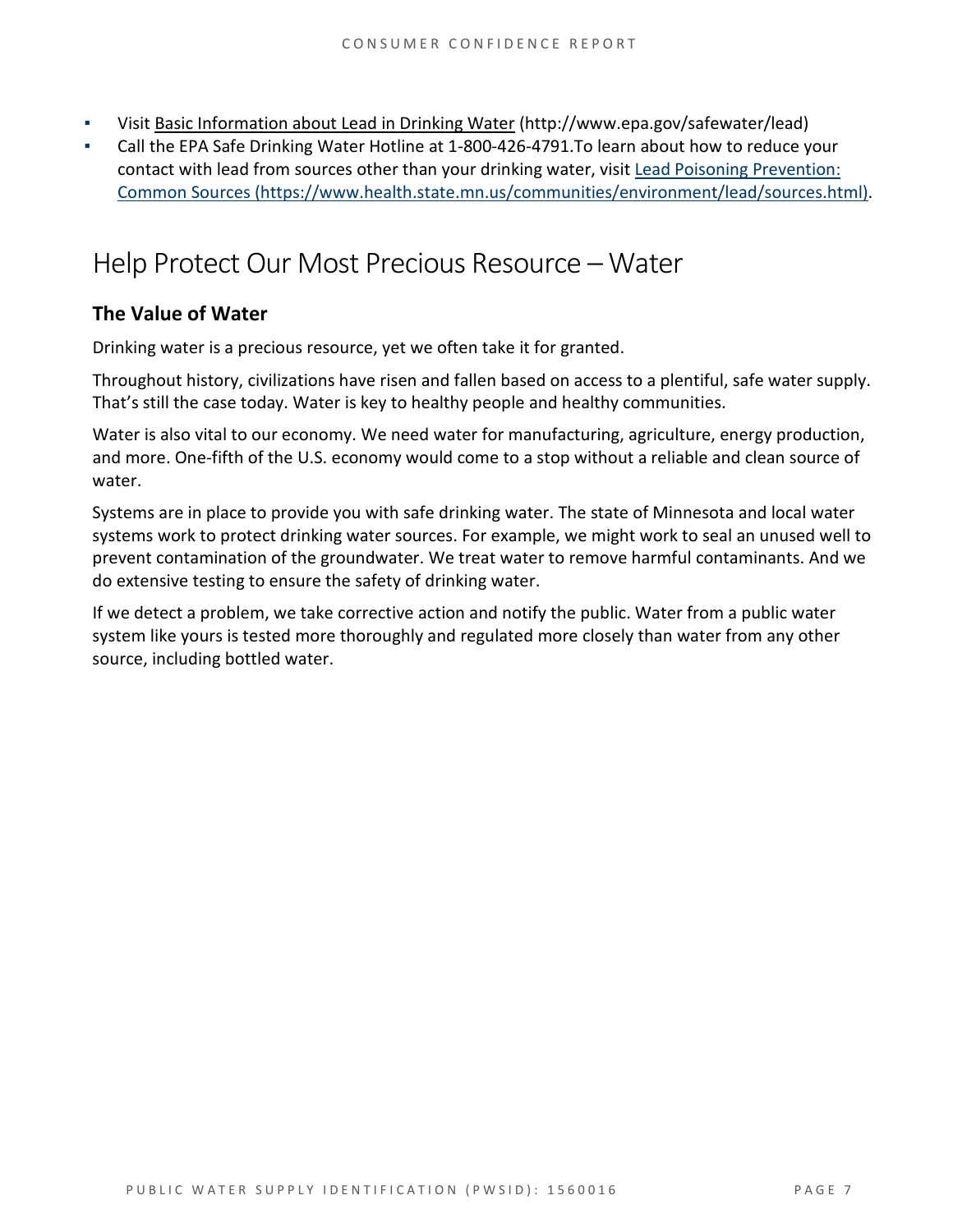- Visit Basic Information about Lead in Drinking Water (http://www.epa.gov/safewater/lead)
- Call the EPA Safe Drinking Water Hotline at 1-800-426-4791.To learn about how to reduce your contact with lead from sources other than your drinking water, visit Lead Poisoning Prevention: Common Sources (https://www.health.state.mn.us/communities/environment/lead/sources.html).

# Help Protect Our Most Precious Resource – Water

## The Value of Water

Drinking water is a precious resource, yet we often take it for granted.

Throughout history, civilizations have risen and fallen based on access to a plentiful, safe water supply. That's still the case today. Water is key to healthy people and healthy communities.

Water is also vital to our economy. We need water for manufacturing, agriculture, energy production, and more. One-fifth of the U.S. economy would come to a stop without a reliable and clean source of water.

Systems are in place to provide you with safe drinking water. The state of Minnesota and local water systems work to protect drinking water sources. For example, we might work to seal an unused well to prevent contamination of the groundwater. We treat water to remove harmful contaminants. And we do extensive testing to ensure the safety of drinking water.

If we detect a problem, we take corrective action and notify the public. Water from a public water system like yours is tested more thoroughly and regulated more closely than water from any other source, including bottled water.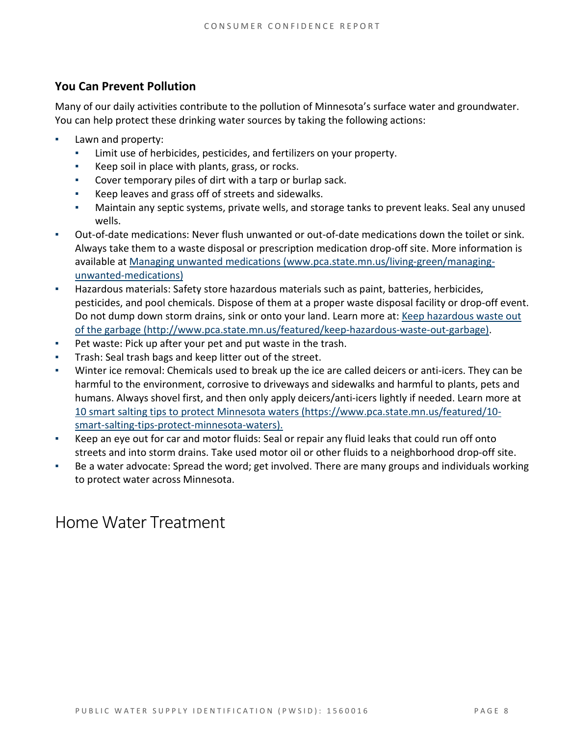### You Can Prevent Pollution

Many of our daily activities contribute to the pollution of Minnesota's surface water and groundwater. You can help protect these drinking water sources by taking the following actions:

- Lawn and property:
  - Limit use of herbicides, pesticides, and fertilizers on your property.
  - Keep soil in place with plants, grass, or rocks.
  - Cover temporary piles of dirt with a tarp or burlap sack.
  - Keep leaves and grass off of streets and sidewalks.
  - Maintain any septic systems, private wells, and storage tanks to prevent leaks. Seal any unused wells.
- Out-of-date medications: Never flush unwanted or out-of-date medications down the toilet or sink. Always take them to a waste disposal or prescription medication drop-off site. More information is available at [Managing unwanted medications (www.pca.state.mn.us/living-green/managing-unwanted-medications)](www.pca.state.mn.us/living-green/managing-unwanted-medications)
- Hazardous materials: Safety store hazardous materials such as paint, batteries, herbicides, pesticides, and pool chemicals. Dispose of them at a proper waste disposal facility or drop-off event. Do not dump down storm drains, sink or onto your land. Learn more at: [Keep hazardous waste out of the garbage (http://www.pca.state.mn.us/featured/keep-hazardous-waste-out-garbage)](http://www.pca.state.mn.us/featured/keep-hazardous-waste-out-garbage).
- Pet waste: Pick up after your pet and put waste in the trash.
- Trash: Seal trash bags and keep litter out of the street.
- Winter ice removal: Chemicals used to break up the ice are called deicers or anti-icers. They can be harmful to the environment, corrosive to driveways and sidewalks and harmful to plants, pets and humans. Always shovel first, and then only apply deicers/anti-icers lightly if needed. Learn more at [10 smart salting tips to protect Minnesota waters (https://www.pca.state.mn.us/featured/10-smart-salting-tips-protect-minnesota-waters).](https://www.pca.state.mn.us/featured/10-smart-salting-tips-protect-minnesota-waters)
- Keep an eye out for car and motor fluids: Seal or repair any fluid leaks that could run off onto streets and into storm drains. Take used motor oil or other fluids to a neighborhood drop-off site.
- Be a water advocate: Spread the word; get involved. There are many groups and individuals working to protect water across Minnesota.

## Home Water Treatment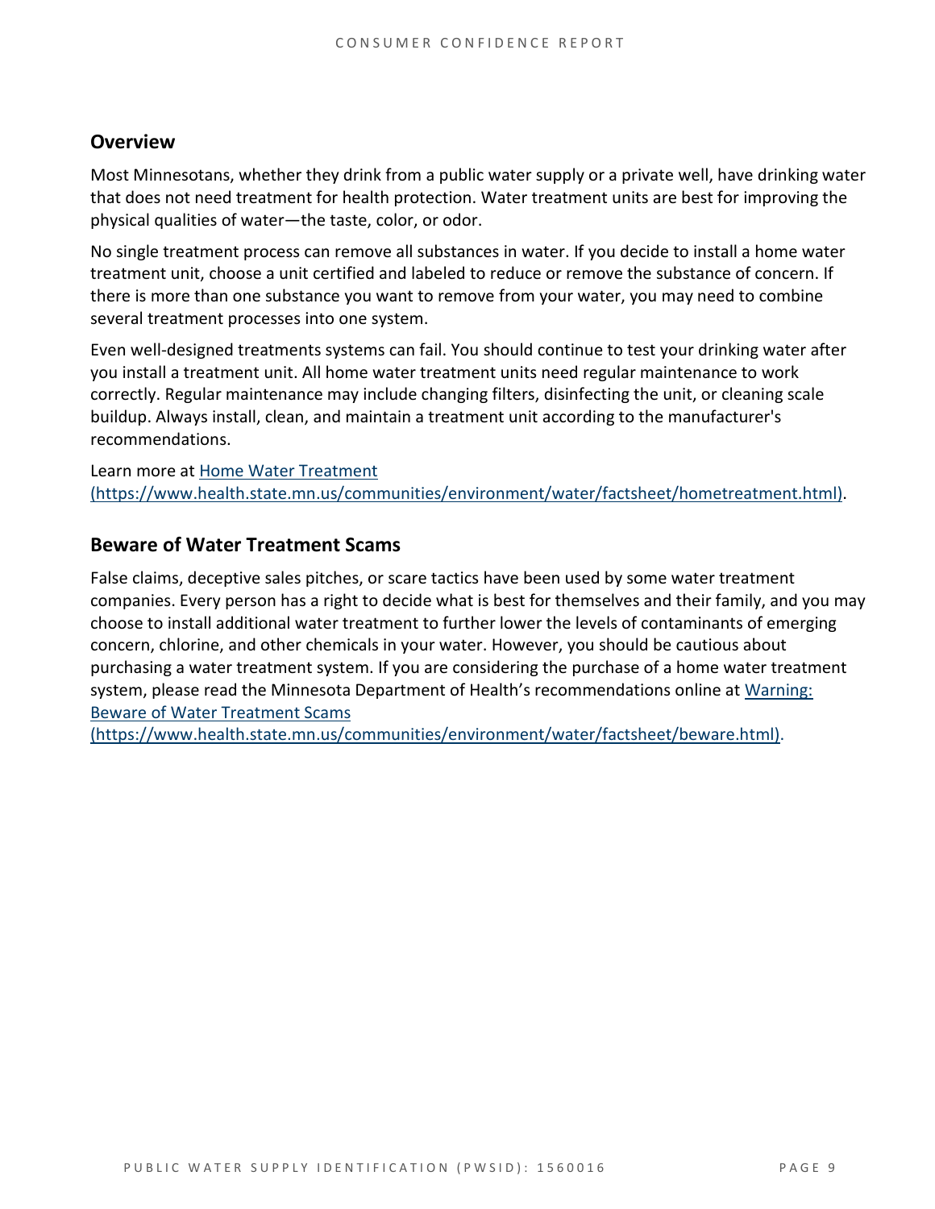## Overview

Most Minnesotans, whether they drink from a public water supply or a private well, have drinking water that does not need treatment for health protection. Water treatment units are best for improving the physical qualities of water—the taste, color, or odor.

No single treatment process can remove all substances in water. If you decide to install a home water treatment unit, choose a unit certified and labeled to reduce or remove the substance of concern. If there is more than one substance you want to remove from your water, you may need to combine several treatment processes into one system.

Even well-designed treatments systems can fail. You should continue to test your drinking water after you install a treatment unit. All home water treatment units need regular maintenance to work correctly. Regular maintenance may include changing filters, disinfecting the unit, or cleaning scale buildup. Always install, clean, and maintain a treatment unit according to the manufacturer's recommendations.

Learn more at [Home Water Treatment (https://www.health.state.mn.us/communities/environment/water/factsheet/hometreatment.html)](https://www.health.state.mn.us/communities/environment/water/factsheet/hometreatment.html).

## Beware of Water Treatment Scams

False claims, deceptive sales pitches, or scare tactics have been used by some water treatment companies. Every person has a right to decide what is best for themselves and their family, and you may choose to install additional water treatment to further lower the levels of contaminants of emerging concern, chlorine, and other chemicals in your water. However, you should be cautious about purchasing a water treatment system. If you are considering the purchase of a home water treatment system, please read the Minnesota Department of Health's recommendations online at [Warning: Beware of Water Treatment Scams (https://www.health.state.mn.us/communities/environment/water/factsheet/beware.html)](https://www.health.state.mn.us/communities/environment/water/factsheet/beware.html).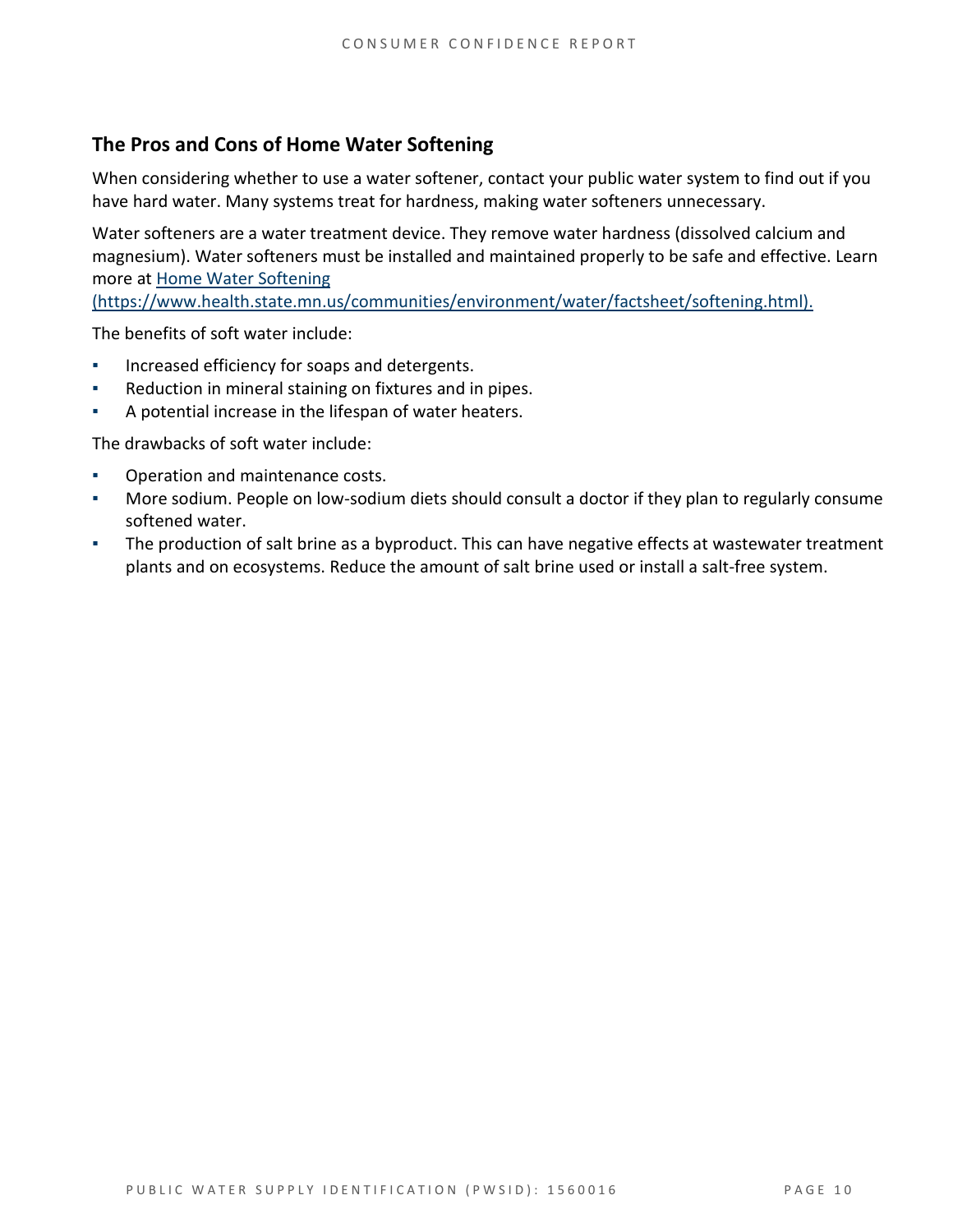## The Pros and Cons of Home Water Softening

When considering whether to use a water softener, contact your public water system to find out if you have hard water. Many systems treat for hardness, making water softeners unnecessary.

Water softeners are a water treatment device. They remove water hardness (dissolved calcium and magnesium). Water softeners must be installed and maintained properly to be safe and effective. Learn more at [Home Water Softening (https://www.health.state.mn.us/communities/environment/water/factsheet/softening.html).](https://www.health.state.mn.us/communities/environment/water/factsheet/softening.html)

The benefits of soft water include:

- Increased efficiency for soaps and detergents.
- Reduction in mineral staining on fixtures and in pipes.
- A potential increase in the lifespan of water heaters.

The drawbacks of soft water include:

- Operation and maintenance costs.
- More sodium. People on low-sodium diets should consult a doctor if they plan to regularly consume softened water.
- The production of salt brine as a byproduct. This can have negative effects at wastewater treatment plants and on ecosystems. Reduce the amount of salt brine used or install a salt-free system.